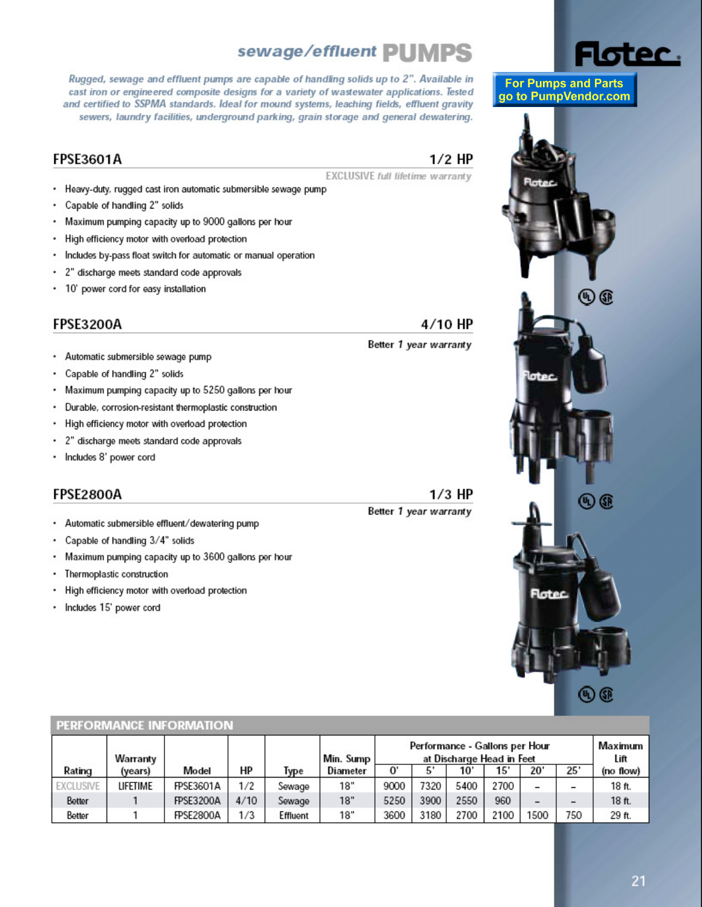# sewage/effluent PUMPS

Flotec

**For Pumps and Parts go to PumpVendor.com**

*Rugged, sewage and effluent pumps are capable of handling solids up to 2". Available in cast iron or engineered composite designs for a variety of wastewater applications. Tested and certified to SSPMA standards. Ideal for mound systems, leaching fields, effluent gravity sewers, laundry facilities, underground parking, grain storage and general dewatering.*

## FPSE3601A — 1/2 HP

EXCLUSIVE *full lifetime warranty*

- Heavy-duty, rugged cast iron automatic submersible sewage pump
- Capable of handling 2" solids
- Maximum pumping capacity up to 9000 gallons per hour
- High efficiency motor with overload protection
- Includes by-pass float switch for automatic or manual operation
- 2" discharge meets standard code approvals
- 10' power cord for easy installation

## FPSE3200A — 4/10 HP

Better *1 year warranty*

- Automatic submersible sewage pump
- Capable of handling 2" solids
- Maximum pumping capacity up to 5250 gallons per hour
- Durable, corrosion-resistant thermoplastic construction
- High efficiency motor with overload protection
- 2" discharge meets standard code approvals
- Includes 8' power cord

## FPSE2800A — 1/3 HP

Better *1 year warranty*

- Automatic submersible effluent/dewatering pump
- Capable of handling 3/4" solids
- Maximum pumping capacity up to 3600 gallons per hour
- Thermoplastic construction
- High efficiency motor with overload protection
- Includes 15' power cord

## PERFORMANCE INFORMATION

| Rating | Warranty (years) | Model | HP | Type | Min. Sump Diameter | Performance - Gallons per Hour at Discharge Head in Feet | | | | | | Maximum Lift (no flow) |
|---|---|---|---|---|---|---|---|---|---|---|---|---|
| | | | | | | 0' | 5' | 10' | 15' | 20' | 25' | |
| EXCLUSIVE | LIFETIME | FPSE3601A | 1/2 | Sewage | 18" | 9000 | 7320 | 5400 | 2700 | – | – | 18 ft. |
| Better | 1 | FPSE3200A | 4/10 | Sewage | 18" | 5250 | 3900 | 2550 | 960 | – | – | 18 ft. |
| Better | 1 | FPSE2800A | 1/3 | Effluent | 18" | 3600 | 3180 | 2700 | 2100 | 1500 | 750 | 29 ft. |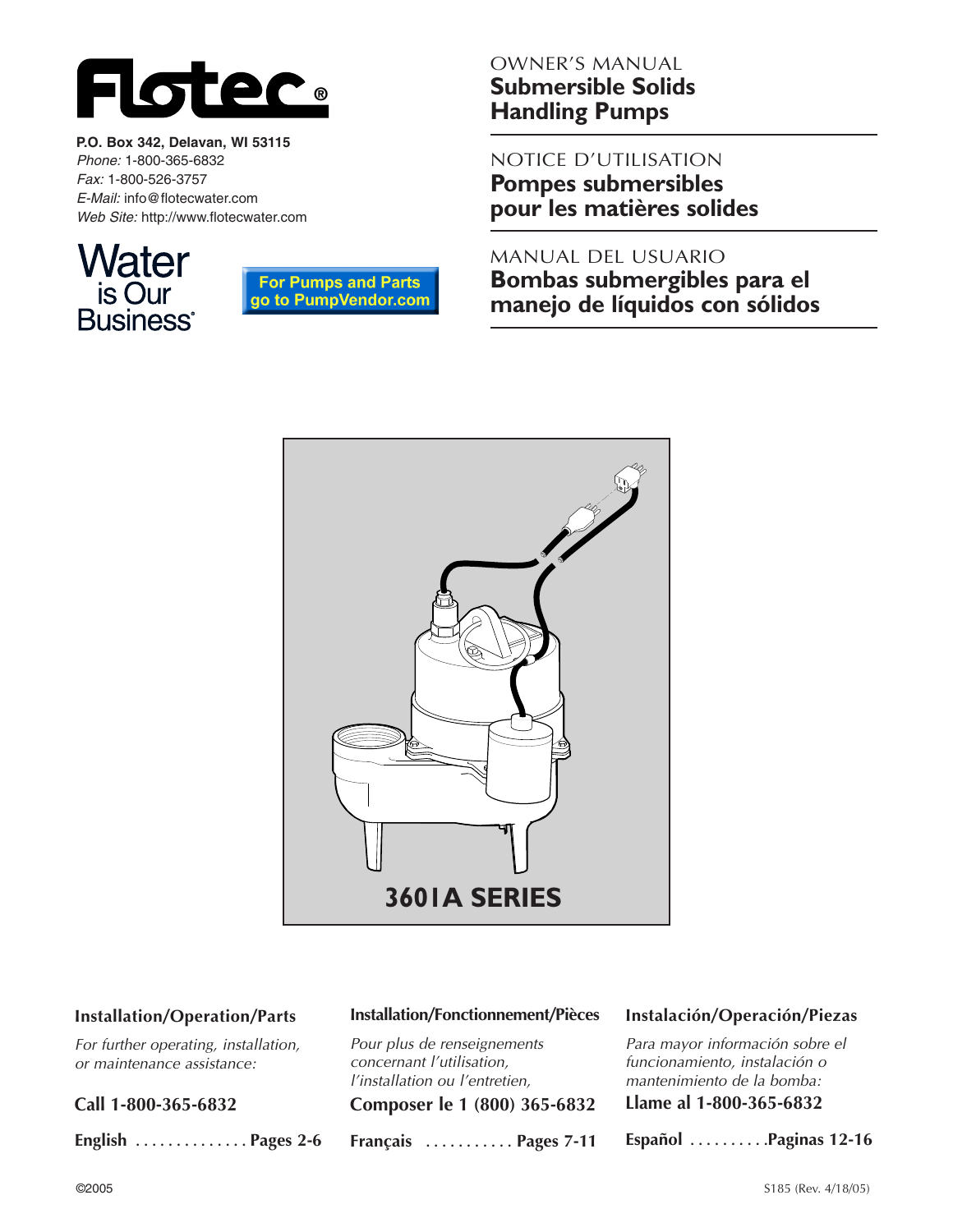# Flotec®

**P.O. Box 342, Delavan, WI 53115**
*Phone:* 1-800-365-6832
*Fax:* 1-800-526-3757
*E-Mail:* info@flotecwater.com
*Web Site:* http://www.flotecwater.com

Water is Our Business®

For Pumps and Parts go to PumpVendor.com

OWNER'S MANUAL
## Submersible Solids Handling Pumps

NOTICE D'UTILISATION
## Pompes submersibles pour les matières solides

MANUAL DEL USUARIO
## Bombas submergibles para el manejo de líquidos con sólidos

**3601A SERIES**

### Installation/Operation/Parts

*For further operating, installation, or maintenance assistance:*

**Call 1-800-365-6832**

**English .............. Pages 2-6**

### Installation/Fonctionnement/Pièces

*Pour plus de renseignements concernant l'utilisation, l'installation ou l'entretien,*

**Composer le 1 (800) 365-6832**

**Français ........... Pages 7-11**

### Instalación/Operación/Piezas

*Para mayor información sobre el funcionamiento, instalación o mantenimiento de la bomba:*

**Llame al 1-800-365-6832**

**Español ..........Paginas 12-16**

©2005

S185 (Rev. 4/18/05)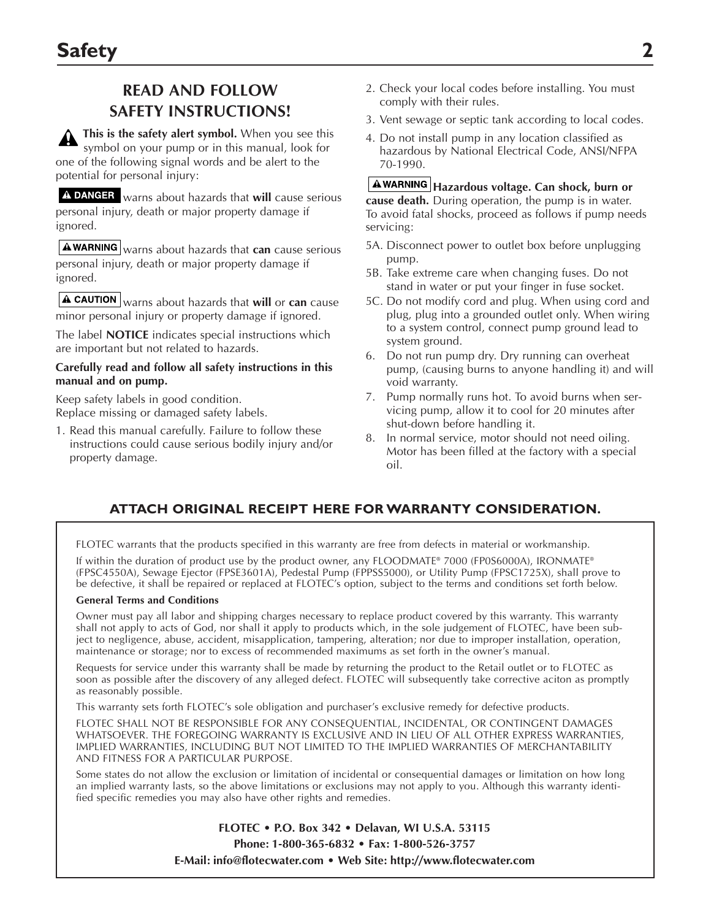# Safety

## READ AND FOLLOW SAFETY INSTRUCTIONS!

**This is the safety alert symbol.** When you see this symbol on your pump or in this manual, look for one of the following signal words and be alert to the potential for personal injury:

**DANGER** warns about hazards that **will** cause serious personal injury, death or major property damage if ignored.

**WARNING** warns about hazards that **can** cause serious personal injury, death or major property damage if ignored.

**CAUTION** warns about hazards that **will** or **can** cause minor personal injury or property damage if ignored.

The label **NOTICE** indicates special instructions which are important but not related to hazards.

**Carefully read and follow all safety instructions in this manual and on pump.**

Keep safety labels in good condition.
Replace missing or damaged safety labels.

1. Read this manual carefully. Failure to follow these instructions could cause serious bodily injury and/or property damage.
2. Check your local codes before installing. You must comply with their rules.
3. Vent sewage or septic tank according to local codes.
4. Do not install pump in any location classified as hazardous by National Electrical Code, ANSI/NFPA 70-1990.

**WARNING** **Hazardous voltage. Can shock, burn or cause death.** During operation, the pump is in water. To avoid fatal shocks, proceed as follows if pump needs servicing:

5A. Disconnect power to outlet box before unplugging pump.

5B. Take extreme care when changing fuses. Do not stand in water or put your finger in fuse socket.

5C. Do not modify cord and plug. When using cord and plug, plug into a grounded outlet only. When wiring to a system control, connect pump ground lead to system ground.

6. Do not run pump dry. Dry running can overheat pump, (causing burns to anyone handling it) and will void warranty.
7. Pump normally runs hot. To avoid burns when servicing pump, allow it to cool for 20 minutes after shut-down before handling it.
8. In normal service, motor should not need oiling. Motor has been filled at the factory with a special oil.

### ATTACH ORIGINAL RECEIPT HERE FOR WARRANTY CONSIDERATION.

FLOTEC warrants that the products specified in this warranty are free from defects in material or workmanship.

If within the duration of product use by the product owner, any FLOODMATE® 7000 (FP0S6000A), IRONMATE® (FPSC4550A), Sewage Ejector (FPSE3601A), Pedestal Pump (FPPSS5000), or Utility Pump (FPSC1725X), shall prove to be defective, it shall be repaired or replaced at FLOTEC's option, subject to the terms and conditions set forth below.

**General Terms and Conditions**

Owner must pay all labor and shipping charges necessary to replace product covered by this warranty. This warranty shall not apply to acts of God, nor shall it apply to products which, in the sole judgement of FLOTEC, have been subject to negligence, abuse, accident, misapplication, tampering, alteration; nor due to improper installation, operation, maintenance or storage; nor to excess of recommended maximums as set forth in the owner's manual.

Requests for service under this warranty shall be made by returning the product to the Retail outlet or to FLOTEC as soon as possible after the discovery of any alleged defect. FLOTEC will subsequently take corrective aciton as promptly as reasonably possible.

This warranty sets forth FLOTEC's sole obligation and purchaser's exclusive remedy for defective products.

FLOTEC SHALL NOT BE RESPONSIBLE FOR ANY CONSEQUENTIAL, INCIDENTAL, OR CONTINGENT DAMAGES WHATSOEVER. THE FOREGOING WARRANTY IS EXCLUSIVE AND IN LIEU OF ALL OTHER EXPRESS WARRANTIES, IMPLIED WARRANTIES, INCLUDING BUT NOT LIMITED TO THE IMPLIED WARRANTIES OF MERCHANTABILITY AND FITNESS FOR A PARTICULAR PURPOSE.

Some states do not allow the exclusion or limitation of incidental or consequential damages or limitation on how long an implied warranty lasts, so the above limitations or exclusions may not apply to you. Although this warranty identified specific remedies you may also have other rights and remedies.

**FLOTEC • P.O. Box 342 • Delavan, WI U.S.A. 53115**
**Phone: 1-800-365-6832 • Fax: 1-800-526-3757**
**E-Mail: info@flotecwater.com • Web Site: http://www.flotecwater.com**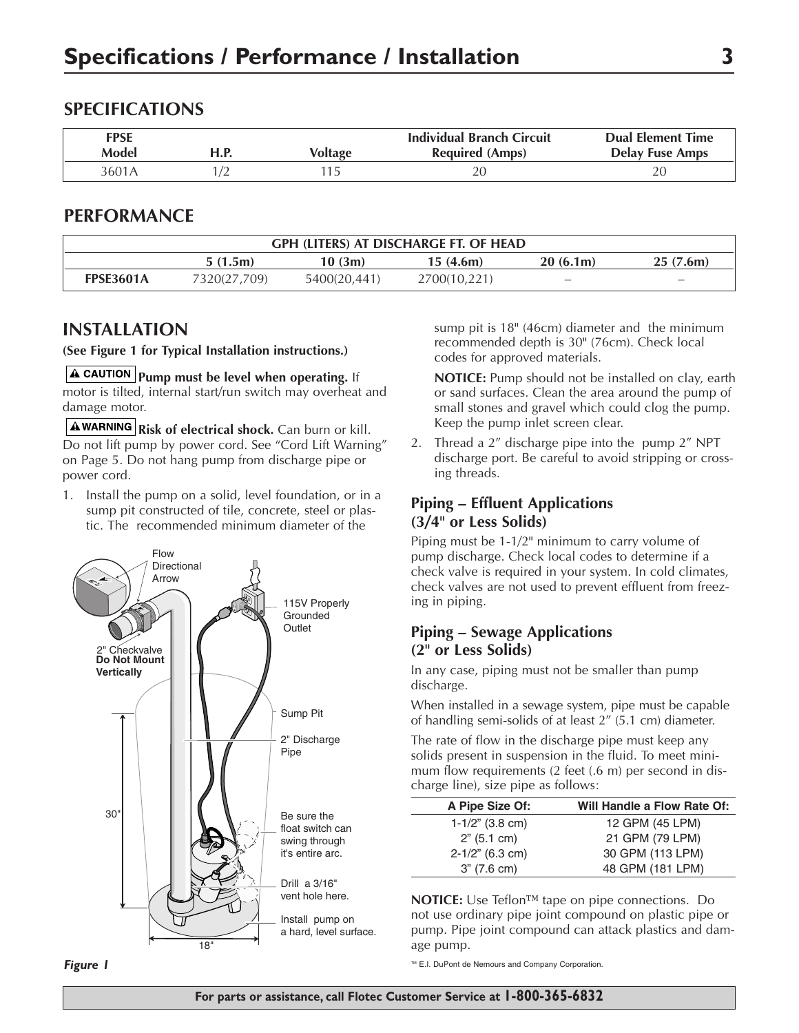# Specifications / Performance / Installation

## SPECIFICATIONS

| FPSE Model | H.P. | Voltage | Individual Branch Circuit Required (Amps) | Dual Element Time Delay Fuse Amps |
|---|---|---|---|---|
| 3601A | 1/2 | 115 | 20 | 20 |

## PERFORMANCE

| GPH (LITERS) AT DISCHARGE FT. OF HEAD | | | | | |
|---|---|---|---|---|---|
| | 5 (1.5m) | 10 (3m) | 15 (4.6m) | 20 (6.1m) | 25 (7.6m) |
| **FPSE3601A** | 7320(27,709) | 5400(20,441) | 2700(10,221) | – | – |

## INSTALLATION

**(See Figure 1 for Typical Installation instructions.)**

**⚠ CAUTION Pump must be level when operating.** If motor is tilted, internal start/run switch may overheat and damage motor.

**⚠ WARNING Risk of electrical shock.** Can burn or kill. Do not lift pump by power cord. See "Cord Lift Warning" on Page 5. Do not hang pump from discharge pipe or power cord.

1. Install the pump on a solid, level foundation, or in a sump pit constructed of tile, concrete, steel or plastic. The recommended minimum diameter of the sump pit is 18" (46cm) diameter and the minimum recommended depth is 30" (76cm). Check local codes for approved materials.

   **NOTICE:** Pump should not be installed on clay, earth or sand surfaces. Clean the area around the pump of small stones and gravel which could clog the pump. Keep the pump inlet screen clear.

2. Thread a 2" discharge pipe into the pump 2" NPT discharge port. Be careful to avoid stripping or cross-ing threads.

Flow Directional Arrow

2" Checkvalve **Do Not Mount Vertically**

115V Properly Grounded Outlet

Sump Pit

2" Discharge Pipe

30"

Be sure the float switch can swing through it's entire arc.

Drill a 3/16" vent hole here.

Install pump on a hard, level surface.

18"

***Figure 1***

### Piping – Effluent Applications (3/4" or Less Solids)

Piping must be 1-1/2" minimum to carry volume of pump discharge. Check local codes to determine if a check valve is required in your system. In cold climates, check valves are not used to prevent effluent from freezing in piping.

### Piping – Sewage Applications (2" or Less Solids)

In any case, piping must not be smaller than pump discharge.

When installed in a sewage system, pipe must be capable of handling semi-solids of at least 2" (5.1 cm) diameter.

The rate of flow in the discharge pipe must keep any solids present in suspension in the fluid. To meet minimum flow requirements (2 feet (.6 m) per second in discharge line), size pipe as follows:

| A Pipe Size Of: | Will Handle a Flow Rate Of: |
|---|---|
| 1-1/2" (3.8 cm) | 12 GPM (45 LPM) |
| 2" (5.1 cm) | 21 GPM (79 LPM) |
| 2-1/2" (6.3 cm) | 30 GPM (113 LPM) |
| 3" (7.6 cm) | 48 GPM (181 LPM) |

**NOTICE:** Use Teflon™ tape on pipe connections. Do not use ordinary pipe joint compound on plastic pipe or pump. Pipe joint compound can attack plastics and damage pump.

™ E.I. DuPont de Nemours and Company Corporation.

**For parts or assistance, call Flotec Customer Service at 1-800-365-6832**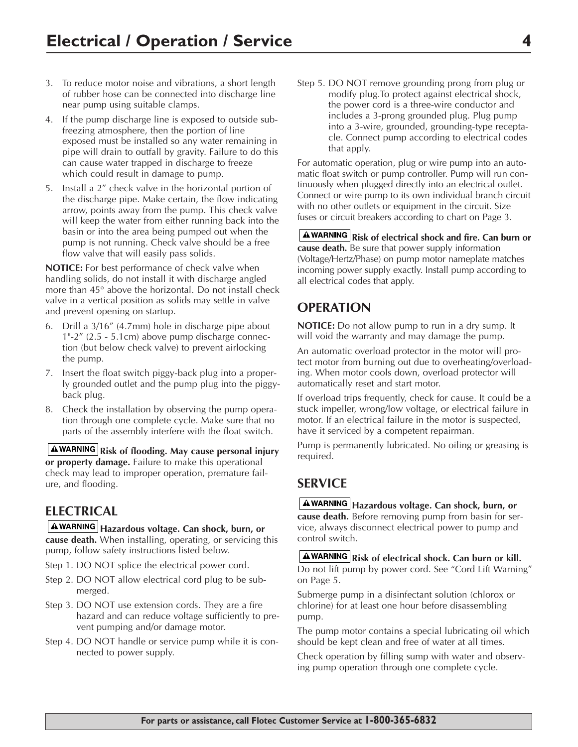3. To reduce motor noise and vibrations, a short length of rubber hose can be connected into discharge line near pump using suitable clamps.
4. If the pump discharge line is exposed to outside sub-freezing atmosphere, then the portion of line exposed must be installed so any water remaining in pipe will drain to outfall by gravity. Failure to do this can cause water trapped in discharge to freeze which could result in damage to pump.
5. Install a 2" check valve in the horizontal portion of the discharge pipe. Make certain, the flow indicating arrow, points away from the pump. This check valve will keep the water from either running back into the basin or into the area being pumped out when the pump is not running. Check valve should be a free flow valve that will easily pass solids.

**NOTICE:** For best performance of check valve when handling solids, do not install it with discharge angled more than 45° above the horizontal. Do not install check valve in a vertical position as solids may settle in valve and prevent opening on startup.

6. Drill a 3/16" (4.7mm) hole in discharge pipe about 1"-2" (2.5 - 5.1cm) above pump discharge connection (but below check valve) to prevent airlocking the pump.
7. Insert the float switch piggy-back plug into a properly grounded outlet and the pump plug into the piggy-back plug.
8. Check the installation by observing the pump operation through one complete cycle. Make sure that no parts of the assembly interfere with the float switch.

**⚠WARNING Risk of flooding. May cause personal injury or property damage.** Failure to make this operational check may lead to improper operation, premature failure, and flooding.

## ELECTRICAL

**⚠WARNING Hazardous voltage. Can shock, burn, or cause death.** When installing, operating, or servicing this pump, follow safety instructions listed below.

Step 1. DO NOT splice the electrical power cord.

Step 2. DO NOT allow electrical cord plug to be submerged.

Step 3. DO NOT use extension cords. They are a fire hazard and can reduce voltage sufficiently to prevent pumping and/or damage motor.

Step 4. DO NOT handle or service pump while it is connected to power supply.

Step 5. DO NOT remove grounding prong from plug or modify plug.To protect against electrical shock, the power cord is a three-wire conductor and includes a 3-prong grounded plug. Plug pump into a 3-wire, grounded, grounding-type receptacle. Connect pump according to electrical codes that apply.

For automatic operation, plug or wire pump into an automatic float switch or pump controller. Pump will run continuously when plugged directly into an electrical outlet. Connect or wire pump to its own individual branch circuit with no other outlets or equipment in the circuit. Size fuses or circuit breakers according to chart on Page 3.

**⚠WARNING Risk of electrical shock and fire. Can burn or cause death.** Be sure that power supply information (Voltage/Hertz/Phase) on pump motor nameplate matches incoming power supply exactly. Install pump according to all electrical codes that apply.

## OPERATION

**NOTICE:** Do not allow pump to run in a dry sump. It will void the warranty and may damage the pump.

An automatic overload protector in the motor will protect motor from burning out due to overheating/overloading. When motor cools down, overload protector will automatically reset and start motor.

If overload trips frequently, check for cause. It could be a stuck impeller, wrong/low voltage, or electrical failure in motor. If an electrical failure in the motor is suspected, have it serviced by a competent repairman.

Pump is permanently lubricated. No oiling or greasing is required.

## SERVICE

**⚠WARNING Hazardous voltage. Can shock, burn, or cause death.** Before removing pump from basin for service, always disconnect electrical power to pump and control switch.

**⚠WARNING Risk of electrical shock. Can burn or kill.** Do not lift pump by power cord. See "Cord Lift Warning" on Page 5.

Submerge pump in a disinfectant solution (chlorox or chlorine) for at least one hour before disassembling pump.

The pump motor contains a special lubricating oil which should be kept clean and free of water at all times.

Check operation by filling sump with water and observing pump operation through one complete cycle.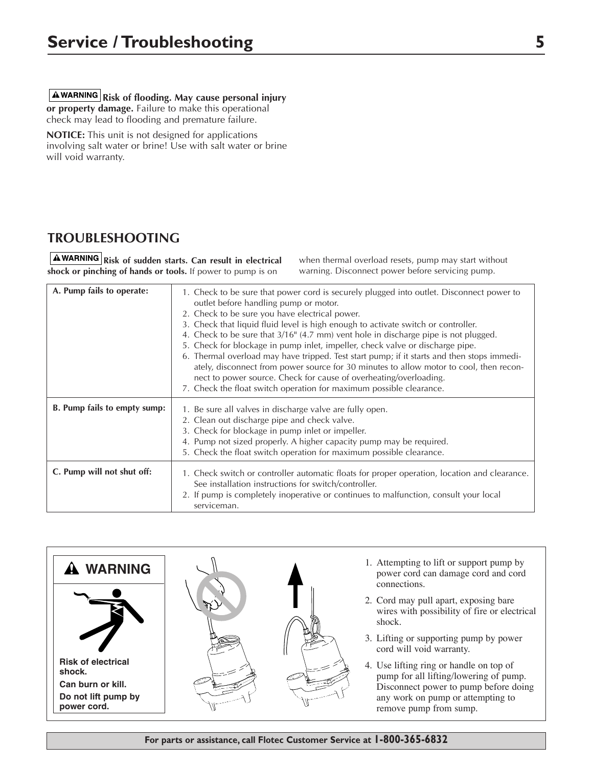# Service / Troubleshooting

**WARNING Risk of flooding. May cause personal injury or property damage.** Failure to make this operational check may lead to flooding and premature failure.

**NOTICE:** This unit is not designed for applications involving salt water or brine! Use with salt water or brine will void warranty.

## TROUBLESHOOTING

**WARNING Risk of sudden starts. Can result in electrical shock or pinching of hands or tools.** If power to pump is on when thermal overload resets, pump may start without warning. Disconnect power before servicing pump.

| | |
|---|---|
| **A. Pump fails to operate:** | 1. Check to be sure that power cord is securely plugged into outlet. Disconnect power to outlet before handling pump or motor.<br>2. Check to be sure you have electrical power.<br>3. Check that liquid fluid level is high enough to activate switch or controller.<br>4. Check to be sure that 3/16" (4.7 mm) vent hole in discharge pipe is not plugged.<br>5. Check for blockage in pump inlet, impeller, check valve or discharge pipe.<br>6. Thermal overload may have tripped. Test start pump; if it starts and then stops immediately, disconnect from power source for 30 minutes to allow motor to cool, then reconnect to power source. Check for cause of overheating/overloading.<br>7. Check the float switch operation for maximum possible clearance. |
| **B. Pump fails to empty sump:** | 1. Be sure all valves in discharge valve are fully open.<br>2. Clean out discharge pipe and check valve.<br>3. Check for blockage in pump inlet or impeller.<br>4. Pump not sized properly. A higher capacity pump may be required.<br>5. Check the float switch operation for maximum possible clearance. |
| **C. Pump will not shut off:** | 1. Check switch or controller automatic floats for proper operation, location and clearance. See installation instructions for switch/controller.<br>2. If pump is completely inoperative or continues to malfunction, consult your local serviceman. |

**WARNING**

**Risk of electrical shock.**

**Can burn or kill.**

**Do not lift pump by power cord.**

1. Attempting to lift or support pump by power cord can damage cord and cord connections.
2. Cord may pull apart, exposing bare wires with possibility of fire or electrical shock.
3. Lifting or supporting pump by power cord will void warranty.
4. Use lifting ring or handle on top of pump for all lifting/lowering of pump. Disconnect power to pump before doing any work on pump or attempting to remove pump from sump.

**For parts or assistance, call Flotec Customer Service at 1-800-365-6832**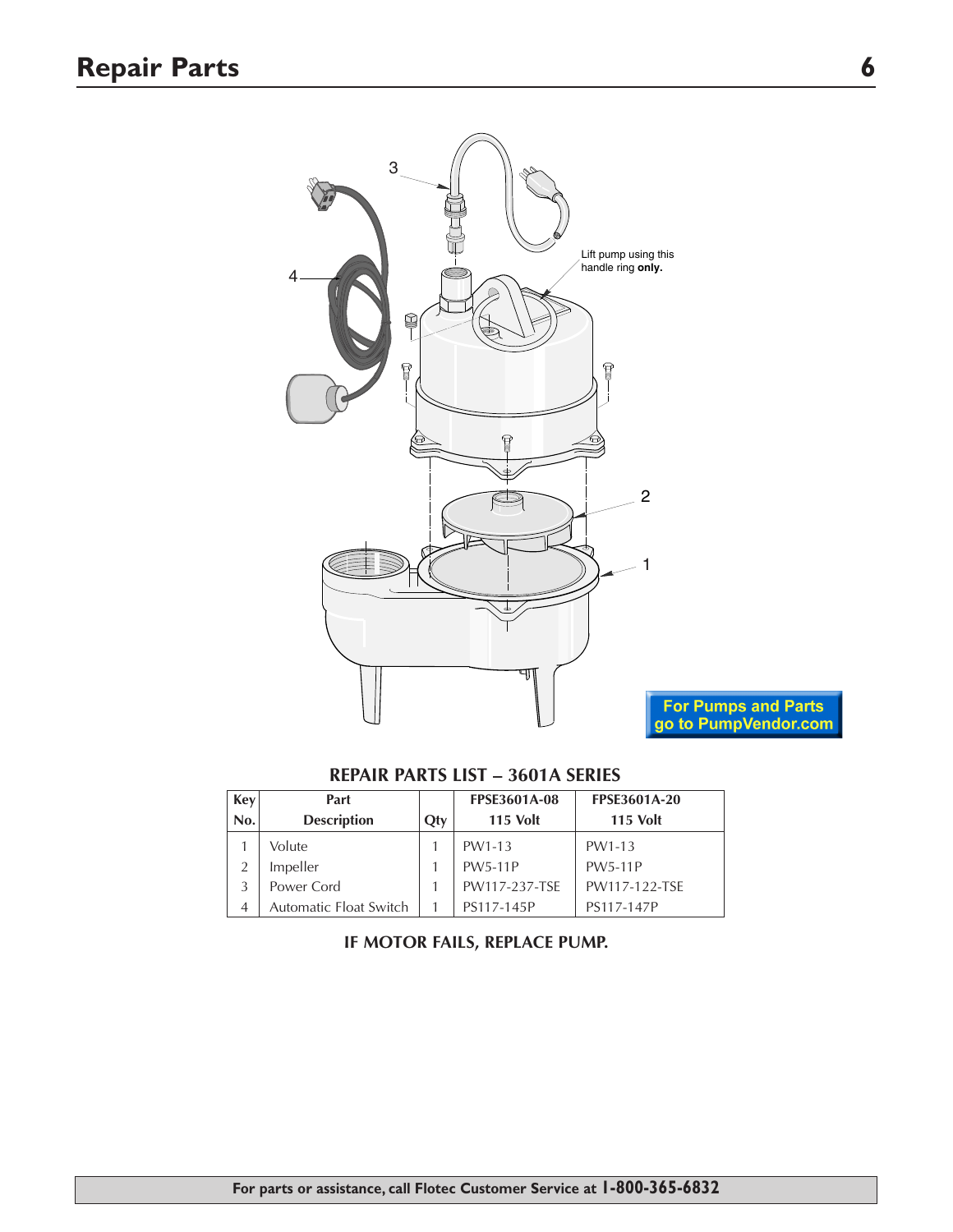# Repair Parts

Lift pump using this handle ring **only.**

For Pumps and Parts go to PumpVendor.com

**REPAIR PARTS LIST – 3601A SERIES**

| Key No. | Part Description | Qty | FPSE3601A-08 115 Volt | FPSE3601A-20 115 Volt |
|---|---|---|---|---|
| 1 | Volute | 1 | PW1-13 | PW1-13 |
| 2 | Impeller | 1 | PW5-11P | PW5-11P |
| 3 | Power Cord | 1 | PW117-237-TSE | PW117-122-TSE |
| 4 | Automatic Float Switch | 1 | PS117-145P | PS117-147P |

**IF MOTOR FAILS, REPLACE PUMP.**

**For parts or assistance, call Flotec Customer Service at 1-800-365-6832**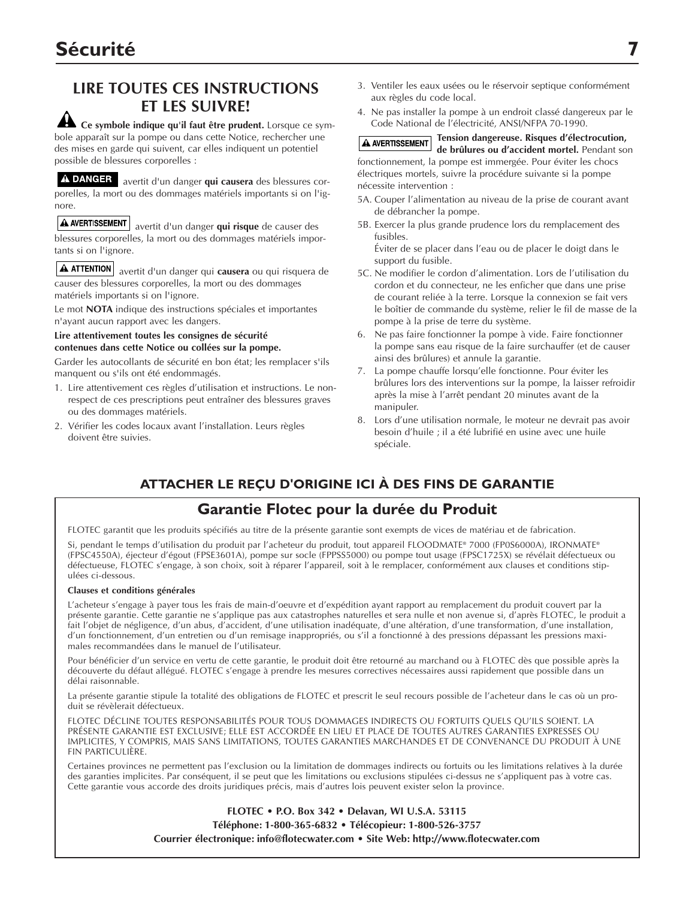# Sécurité

## LIRE TOUTES CES INSTRUCTIONS ET LES SUIVRE!

**Ce symbole indique qu'il faut être prudent.** Lorsque ce symbole apparaît sur la pompe ou dans cette Notice, rechercher une des mises en garde qui suivent, car elles indiquent un potentiel possible de blessures corporelles :

**DANGER** avertit d'un danger **qui causera** des blessures corporelles, la mort ou des dommages matériels importants si on l'ignore.

**AVERTISSEMENT** avertit d'un danger **qui risque** de causer des blessures corporelles, la mort ou des dommages matériels importants si on l'ignore.

**ATTENTION** avertit d'un danger qui **causera** ou qui risquera de causer des blessures corporelles, la mort ou des dommages matériels importants si on l'ignore.

Le mot **NOTA** indique des instructions spéciales et importantes n'ayant aucun rapport avec les dangers.

**Lire attentivement toutes les consignes de sécurité contenues dans cette Notice ou collées sur la pompe.**

Garder les autocollants de sécurité en bon état; les remplacer s'ils manquent ou s'ils ont été endommagés.

1. Lire attentivement ces règles d'utilisation et instructions. Le non-respect de ces prescriptions peut entraîner des blessures graves ou des dommages matériels.
2. Vérifier les codes locaux avant l'installation. Leurs règles doivent être suivies.
3. Ventiler les eaux usées ou le réservoir septique conformément aux règles du code local.
4. Ne pas installer la pompe à un endroit classé dangereux par le Code National de l'électricité, ANSI/NFPA 70-1990.

**AVERTISSEMENT** **Tension dangereuse. Risques d'électrocution, de brûlures ou d'accident mortel.** Pendant son fonctionnement, la pompe est immergée. Pour éviter les chocs électriques mortels, suivre la procédure suivante si la pompe nécessite intervention :

5A. Couper l'alimentation au niveau de la prise de courant avant de débrancher la pompe.

5B. Exercer la plus grande prudence lors du remplacement des fusibles.
Éviter de se placer dans l'eau ou de placer le doigt dans le support du fusible.

5C. Ne modifier le cordon d'alimentation. Lors de l'utilisation du cordon et du connecteur, ne les enficher que dans une prise de courant reliée à la terre. Lorsque la connexion se fait vers le boîtier de commande du système, relier le fil de masse de la pompe à la prise de terre du système.

6. Ne pas faire fonctionner la pompe à vide. Faire fonctionner la pompe sans eau risque de la faire surchauffer (et de causer ainsi des brûlures) et annule la garantie.
7. La pompe chauffe lorsqu'elle fonctionne. Pour éviter les brûlures lors des interventions sur la pompe, la laisser refroidir après la mise à l'arrêt pendant 20 minutes avant de la manipuler.
8. Lors d'une utilisation normale, le moteur ne devrait pas avoir besoin d'huile ; il a été lubrifié en usine avec une huile spéciale.

### ATTACHER LE REÇU D'ORIGINE ICI À DES FINS DE GARANTIE

## Garantie Flotec pour la durée du Produit

FLOTEC garantit que les produits spécifiés au titre de la présente garantie sont exempts de vices de matériau et de fabrication.

Si, pendant le temps d'utilisation du produit par l'acheteur du produit, tout appareil FLOODMATE® 7000 (FP0S6000A), IRONMATE® (FPSC4550A), éjecteur d'égout (FPSE3601A), pompe sur socle (FPPSS5000) ou pompe tout usage (FPSC1725X) se révélait défectueux ou défectueuse, FLOTEC s'engage, à son choix, soit à réparer l'appareil, soit à le remplacer, conformément aux clauses et conditions stipulées ci-dessous.

**Clauses et conditions générales**

L'acheteur s'engage à payer tous les frais de main-d'oeuvre et d'expédition ayant rapport au remplacement du produit couvert par la présente garantie. Cette garantie ne s'applique pas aux catastrophes naturelles et sera nulle et non avenue si, d'après FLOTEC, le produit a fait l'objet de négligence, d'un abus, d'accident, d'une utilisation inadéquate, d'une altération, d'une transformation, d'une installation, d'un fonctionnement, d'un entretien ou d'un remisage inappropriés, ou s'il a fonctionné à des pressions dépassant les pressions maximales recommandées dans le manuel de l'utilisateur.

Pour bénéficier d'un service en vertu de cette garantie, le produit doit être retourné au marchand ou à FLOTEC dès que possible après la découverte du défaut allégué. FLOTEC s'engage à prendre les mesures correctives nécessaires aussi rapidement que possible dans un délai raisonnable.

La présente garantie stipule la totalité des obligations de FLOTEC et prescrit le seul recours possible de l'acheteur dans le cas où un produit se révèlerait défectueux.

FLOTEC DÉCLINE TOUTES RESPONSABILITÉS POUR TOUS DOMMAGES INDIRECTS OU FORTUITS QUELS QU'ILS SOIENT. LA PRÉSENTE GARANTIE EST EXCLUSIVE; ELLE EST ACCORDÉE EN LIEU ET PLACE DE TOUTES AUTRES GARANTIES EXPRESSES OU IMPLICITES, Y COMPRIS, MAIS SANS LIMITATIONS, TOUTES GARANTIES MARCHANDES ET DE CONVENANCE DU PRODUIT À UNE FIN PARTICULIÈRE.

Certaines provinces ne permettent pas l'exclusion ou la limitation de dommages indirects ou fortuits ou les limitations relatives à la durée des garanties implicites. Par conséquent, il se peut que les limitations ou exclusions stipulées ci-dessus ne s'appliquent pas à votre cas. Cette garantie vous accorde des droits juridiques précis, mais d'autres lois peuvent exister selon la province.

**FLOTEC • P.O. Box 342 • Delavan, WI U.S.A. 53115**
**Téléphone: 1-800-365-6832 • Télécopieur: 1-800-526-3757**
**Courrier électronique: info@flotecwater.com • Site Web: http://www.flotecwater.com**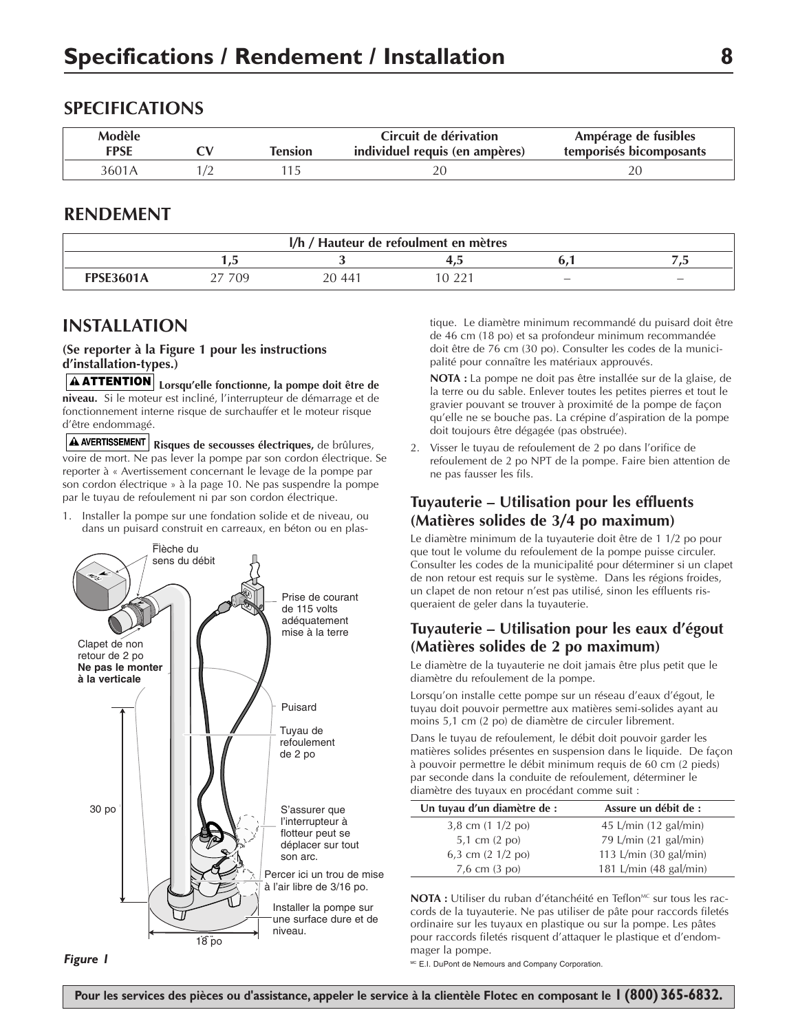# Specifications / Rendement / Installation

## SPECIFICATIONS

| Modèle FPSE | CV | Tension | Circuit de dérivation individuel requis (en ampères) | Ampérage de fusibles temporisés bicomposants |
|---|---|---|---|---|
| 3601A | 1/2 | 115 | 20 | 20 |

## RENDEMENT

| l/h / Hauteur de refoulement en mètres | | | | | |
|---|---|---|---|---|---|
| | 1,5 | 3 | 4,5 | 6,1 | 7,5 |
| **FPSE3601A** | 27 709 | 20 441 | 10 221 | – | – |

## INSTALLATION

**(Se reporter à la Figure 1 pour les instructions d'installation-types.)**

**ATTENTION** **Lorsqu'elle fonctionne, la pompe doit être de niveau.** Si le moteur est incliné, l'interrupteur de démarrage et de fonctionnement interne risque de surchauffer et le moteur risque d'être endommagé.

**AVERTISSEMENT** **Risques de secousses électriques,** de brûlures, voire de mort. Ne pas lever la pompe par son cordon électrique. Se reporter à « Avertissement concernant le levage de la pompe par son cordon électrique » à la page 10. Ne pas suspendre la pompe par le tuyau de refoulement ni par son cordon électrique.

1. Installer la pompe sur une fondation solide et de niveau, ou dans un puisard construit en carreaux, en béton ou en plastique. Le diamètre minimum recommandé du puisard doit être de 46 cm (18 po) et sa profondeur minimum recommandée doit être de 76 cm (30 po). Consulter les codes de la municipalité pour connaître les matériaux approuvés.

   **NOTA :** La pompe ne doit pas être installée sur de la glaise, de la terre ou du sable. Enlever toutes les petites pierres et tout le gravier pouvant se trouver à proximité de la pompe de façon qu'elle ne se bouche pas. La crépine d'aspiration de la pompe doit toujours être dégagée (pas obstruée).

2. Visser le tuyau de refoulement de 2 po dans l'orifice de refoulement de 2 po NPT de la pompe. Faire bien attention de ne pas fausser les fils.

Flèche du sens du débit
Prise de courant de 115 volts adéquatement mise à la terre
Clapet de non retour de 2 po **Ne pas le monter à la verticale**
Puisard
Tuyau de refoulement de 2 po
30 po
S'assurer que l'interrupteur à flotteur peut se déplacer sur tout son arc.
Percer ici un trou de mise à l'air libre de 3/16 po.
Installer la pompe sur une surface dure et de niveau.
18 po

*Figure 1*

### Tuyauterie – Utilisation pour les effluents (Matières solides de 3/4 po maximum)

Le diamètre minimum de la tuyauterie doit être de 1 1/2 po pour que tout le volume du refoulement de la pompe puisse circuler. Consulter les codes de la municipalité pour déterminer si un clapet de non retour est requis sur le système. Dans les régions froides, un clapet de non retour n'est pas utilisé, sinon les effluents risqueraient de geler dans la tuyauterie.

### Tuyauterie – Utilisation pour les eaux d'égout (Matières solides de 2 po maximum)

Le diamètre de la tuyauterie ne doit jamais être plus petit que le diamètre du refoulement de la pompe.

Lorsqu'on installe cette pompe sur un réseau d'eaux d'égout, le tuyau doit pouvoir permettre aux matières semi-solides ayant au moins 5,1 cm (2 po) de diamètre de circuler librement.

Dans le tuyau de refoulement, le débit doit pouvoir garder les matières solides présentes en suspension dans le liquide. De façon à pouvoir permettre le débit minimum requis de 60 cm (2 pieds) par seconde dans la conduite de refoulement, déterminer le diamètre des tuyaux en procédant comme suit :

| Un tuyau d'un diamètre de : | Assure un débit de : |
|---|---|
| 3,8 cm (1 1/2 po) | 45 L/min (12 gal/min) |
| 5,1 cm (2 po) | 79 L/min (21 gal/min) |
| 6,3 cm (2 1/2 po) | 113 L/min (30 gal/min) |
| 7,6 cm (3 po) | 181 L/min (48 gal/min) |

**NOTA :** Utiliser du ruban d'étanchéité en Teflon[MC] sur tous les raccords de la tuyauterie. Ne pas utiliser de pâte pour raccords filetés ordinaire sur les tuyaux en plastique ou sur la pompe. Les pâtes pour raccords filetés risquent d'attaquer le plastique et d'endommager la pompe.

[MC] E.I. DuPont de Nemours and Company Corporation.

**Pour les services des pièces ou d'assistance, appeler le service à la clientèle Flotec en composant le 1 (800) 365-6832.**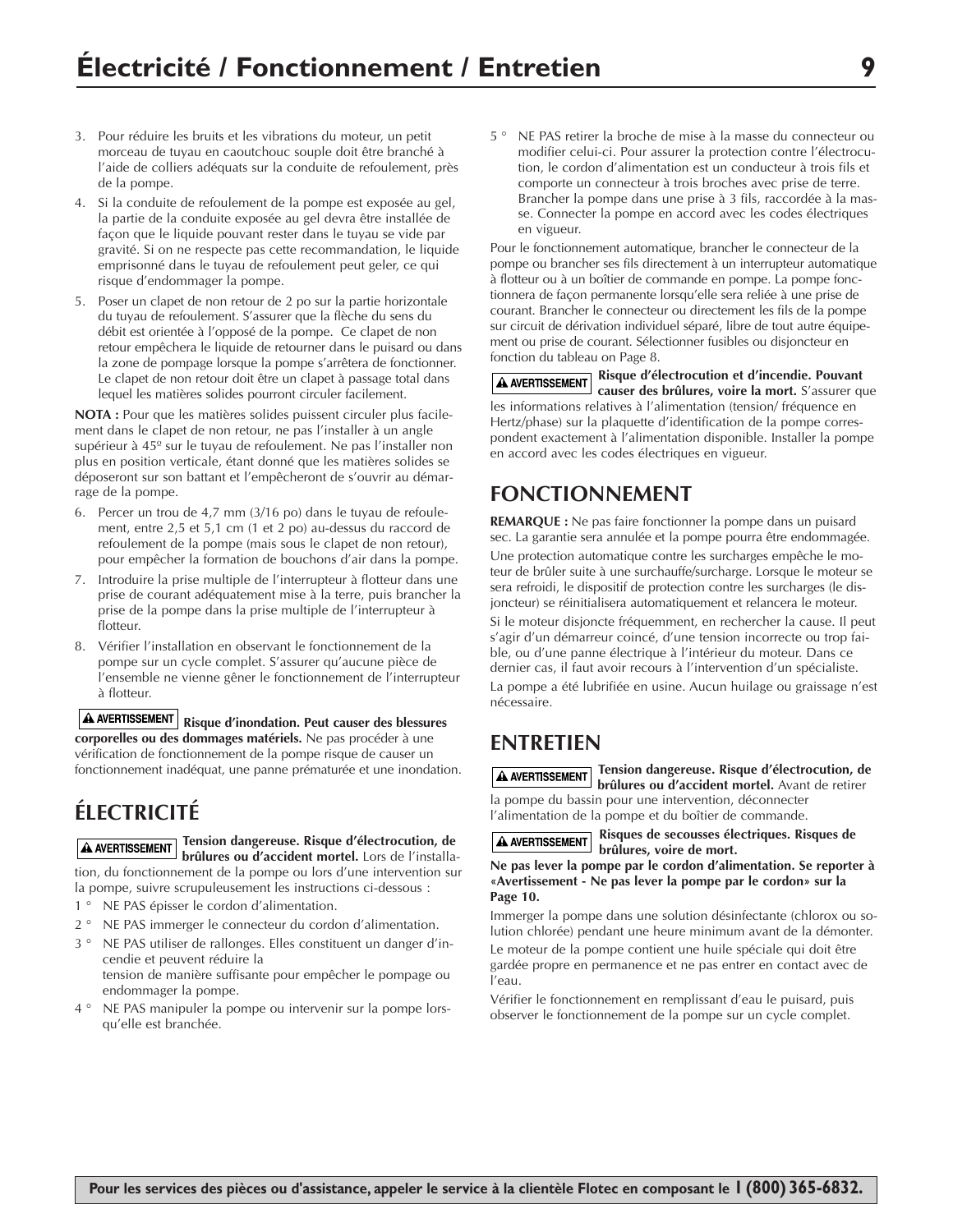# Électricité / Fonctionnement / Entretien

3. Pour réduire les bruits et les vibrations du moteur, un petit morceau de tuyau en caoutchouc souple doit être branché à l'aide de colliers adéquats sur la conduite de refoulement, près de la pompe.
4. Si la conduite de refoulement de la pompe est exposée au gel, la partie de la conduite exposée au gel devra être installée de façon que le liquide pouvant rester dans le tuyau se vide par gravité. Si on ne respecte pas cette recommandation, le liquide emprisonné dans le tuyau de refoulement peut geler, ce qui risque d'endommager la pompe.
5. Poser un clapet de non retour de 2 po sur la partie horizontale du tuyau de refoulement. S'assurer que la flèche du sens du débit est orientée à l'opposé de la pompe. Ce clapet de non retour empêchera le liquide de retourner dans le puisard ou dans la zone de pompage lorsque la pompe s'arrêtera de fonctionner. Le clapet de non retour doit être un clapet à passage total dans lequel les matières solides pourront circuler facilement.

**NOTA :** Pour que les matières solides puissent circuler plus facilement dans le clapet de non retour, ne pas l'installer à un angle supérieur à 45º sur le tuyau de refoulement. Ne pas l'installer non plus en position verticale, étant donné que les matières solides se déposeront sur son battant et l'empêcheront de s'ouvrir au démarrage de la pompe.

6. Percer un trou de 4,7 mm (3/16 po) dans le tuyau de refoulement, entre 2,5 et 5,1 cm (1 et 2 po) au-dessus du raccord de refoulement de la pompe (mais sous le clapet de non retour), pour empêcher la formation de bouchons d'air dans la pompe.
7. Introduire la prise multiple de l'interrupteur à flotteur dans une prise de courant adéquatement mise à la terre, puis brancher la prise de la pompe dans la prise multiple de l'interrupteur à flotteur.
8. Vérifier l'installation en observant le fonctionnement de la pompe sur un cycle complet. S'assurer qu'aucune pièce de l'ensemble ne vienne gêner le fonctionnement de l'interrupteur à flotteur.

**⚠ AVERTISSEMENT** **Risque d'inondation. Peut causer des blessures corporelles ou des dommages matériels.** Ne pas procéder à une vérification de fonctionnement de la pompe risque de causer un fonctionnement inadéquat, une panne prématurée et une inondation.

## ÉLECTRICITÉ

**⚠ AVERTISSEMENT** **Tension dangereuse. Risque d'électrocution, de brûlures ou d'accident mortel.** Lors de l'installation, du fonctionnement de la pompe ou lors d'une intervention sur la pompe, suivre scrupuleusement les instructions ci-dessous :

1 ° NE PAS épisser le cordon d'alimentation.

2 ° NE PAS immerger le connecteur du cordon d'alimentation.

3 ° NE PAS utiliser de rallonges. Elles constituent un danger d'incendie et peuvent réduire la tension de manière suffisante pour empêcher le pompage ou endommager la pompe.

4 ° NE PAS manipuler la pompe ou intervenir sur la pompe lorsqu'elle est branchée.

5 ° NE PAS retirer la broche de mise à la masse du connecteur ou modifier celui-ci. Pour assurer la protection contre l'électrocution, le cordon d'alimentation est un conducteur à trois fils et comporte un connecteur à trois broches avec prise de terre. Brancher la pompe dans une prise à 3 fils, raccordée à la masse. Connecter la pompe en accord avec les codes électriques en vigueur.

Pour le fonctionnement automatique, brancher le connecteur de la pompe ou brancher ses fils directement à un interrupteur automatique à flotteur ou à un boîtier de commande en pompe. La pompe fonctionnera de façon permanente lorsqu'elle sera reliée à une prise de courant. Brancher le connecteur ou directement les fils de la pompe sur circuit de dérivation individuel séparé, libre de tout autre équipement ou prise de courant. Sélectionner fusibles ou disjoncteur en fonction du tableau on Page 8.

**⚠ AVERTISSEMENT** **Risque d'électrocution et d'incendie. Pouvant causer des brûlures, voire la mort.** S'assurer que les informations relatives à l'alimentation (tension/ fréquence en Hertz/phase) sur la plaquette d'identification de la pompe correspondent exactement à l'alimentation disponible. Installer la pompe en accord avec les codes électriques en vigueur.

## FONCTIONNEMENT

**REMARQUE :** Ne pas faire fonctionner la pompe dans un puisard sec. La garantie sera annulée et la pompe pourra être endommagée.

Une protection automatique contre les surcharges empêche le moteur de brûler suite à une surchauffe/surcharge. Lorsque le moteur se sera refroidi, le dispositif de protection contre les surcharges (le disjoncteur) se réinitialisera automatiquement et relancera le moteur.

Si le moteur disjoncte fréquemment, en rechercher la cause. Il peut s'agir d'un démarreur coincé, d'une tension incorrecte ou trop faible, ou d'une panne électrique à l'intérieur du moteur. Dans ce dernier cas, il faut avoir recours à l'intervention d'un spécialiste.

La pompe a été lubrifiée en usine. Aucun huilage ou graissage n'est nécessaire.

## ENTRETIEN

**⚠ AVERTISSEMENT** **Tension dangereuse. Risque d'électrocution, de brûlures ou d'accident mortel.** Avant de retirer la pompe du bassin pour une intervention, déconnecter l'alimentation de la pompe et du boîtier de commande.

**⚠ AVERTISSEMENT** **Risques de secousses électriques. Risques de brûlures, voire de mort.**

**Ne pas lever la pompe par le cordon d'alimentation. Se reporter à «Avertissement - Ne pas lever la pompe par le cordon» sur la Page 10.**

Immerger la pompe dans une solution désinfectante (chlorox ou solution chlorée) pendant une heure minimum avant de la démonter.

Le moteur de la pompe contient une huile spéciale qui doit être gardée propre en permanence et ne pas entrer en contact avec de l'eau.

Vérifier le fonctionnement en remplissant d'eau le puisard, puis observer le fonctionnement de la pompe sur un cycle complet.

**Pour les services des pièces ou d'assistance, appeler le service à la clientèle Flotec en composant le 1 (800) 365-6832.**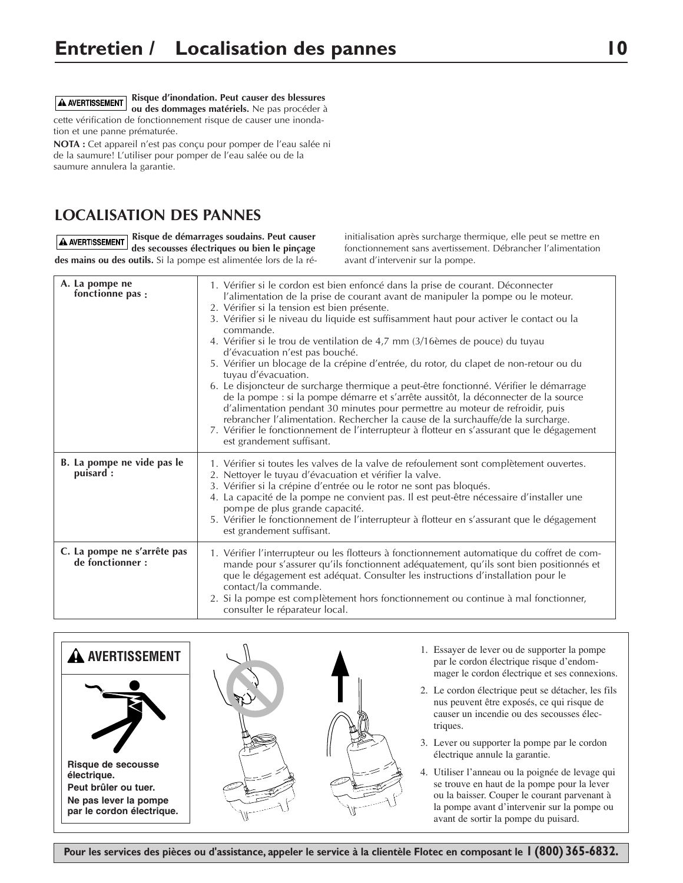# Entretien / Localisation des pannes

**⚠ AVERTISSEMENT** **Risque d'inondation. Peut causer des blessures ou des dommages matériels.** Ne pas procéder à cette vérification de fonctionnement risque de causer une inondation et une panne prématurée.

**NOTA :** Cet appareil n'est pas conçu pour pomper de l'eau salée ni de la saumure! L'utiliser pour pomper de l'eau salée ou de la saumure annulera la garantie.

## LOCALISATION DES PANNES

**⚠ AVERTISSEMENT** **Risque de démarrages soudains. Peut causer des secousses électriques ou bien le pinçage des mains ou des outils.** Si la pompe est alimentée lors de la ré-initialisation après surcharge thermique, elle peut se mettre en fonctionnement sans avertissement. Débrancher l'alimentation avant d'intervenir sur la pompe.

| | |
|---|---|
| **A. La pompe ne fonctionne pas :** | 1. Vérifier si le cordon est bien enfoncé dans la prise de courant. Déconnecter l'alimentation de la prise de courant avant de manipuler la pompe ou le moteur.<br>2. Vérifier si la tension est bien présente.<br>3. Vérifier si le niveau du liquide est suffisamment haut pour activer le contact ou la commande.<br>4. Vérifier si le trou de ventilation de 4,7 mm (3/16èmes de pouce) du tuyau d'évacuation n'est pas bouché.<br>5. Vérifier un blocage de la crépine d'entrée, du rotor, du clapet de non-retour ou du tuyau d'évacuation.<br>6. Le disjoncteur de surcharge thermique a peut-être fonctionné. Vérifier le démarrage de la pompe : si la pompe démarre et s'arrête aussitôt, la déconnecter de la source d'alimentation pendant 30 minutes pour permettre au moteur de refroidir, puis rebrancher l'alimentation. Rechercher la cause de la surchauffe/de la surcharge.<br>7. Vérifier le fonctionnement de l'interrupteur à flotteur en s'assurant que le dégagement est grandement suffisant. |
| **B. La pompe ne vide pas le puisard :** | 1. Vérifier si toutes les valves de la valve de refoulement sont complètement ouvertes.<br>2. Nettoyer le tuyau d'évacuation et vérifier la valve.<br>3. Vérifier si la crépine d'entrée ou le rotor ne sont pas bloqués.<br>4. La capacité de la pompe ne convient pas. Il est peut-être nécessaire d'installer une pompe de plus grande capacité.<br>5. Vérifier le fonctionnement de l'interrupteur à flotteur en s'assurant que le dégagement est grandement suffisant. |
| **C. La pompe ne s'arrête pas de fonctionner :** | 1. Vérifier l'interrupteur ou les flotteurs à fonctionnement automatique du coffret de commande pour s'assurer qu'ils fonctionnent adéquatement, qu'ils sont bien positionnés et que le dégagement est adéquat. Consulter les instructions d'installation pour le contact/la commande.<br>2. Si la pompe est complètement hors fonctionnement ou continue à mal fonctionner, consulter le réparateur local. |

**⚠ AVERTISSEMENT**

**Risque de secousse électrique.**
**Peut brûler ou tuer.**
**Ne pas lever la pompe par le cordon électrique.**

1. Essayer de lever ou de supporter la pompe par le cordon électrique risque d'endommager le cordon électrique et ses connexions.
2. Le cordon électrique peut se détacher, les fils nus peuvent être exposés, ce qui risque de causer un incendie ou des secousses électriques.
3. Lever ou supporter la pompe par le cordon électrique annule la garantie.
4. Utiliser l'anneau ou la poignée de levage qui se trouve en haut de la pompe pour la lever ou la baisser. Couper le courant parvenant à la pompe avant d'intervenir sur la pompe ou avant de sortir la pompe du puisard.

**Pour les services des pièces ou d'assistance, appeler le service à la clientèle Flotec en composant le 1 (800) 365-6832.**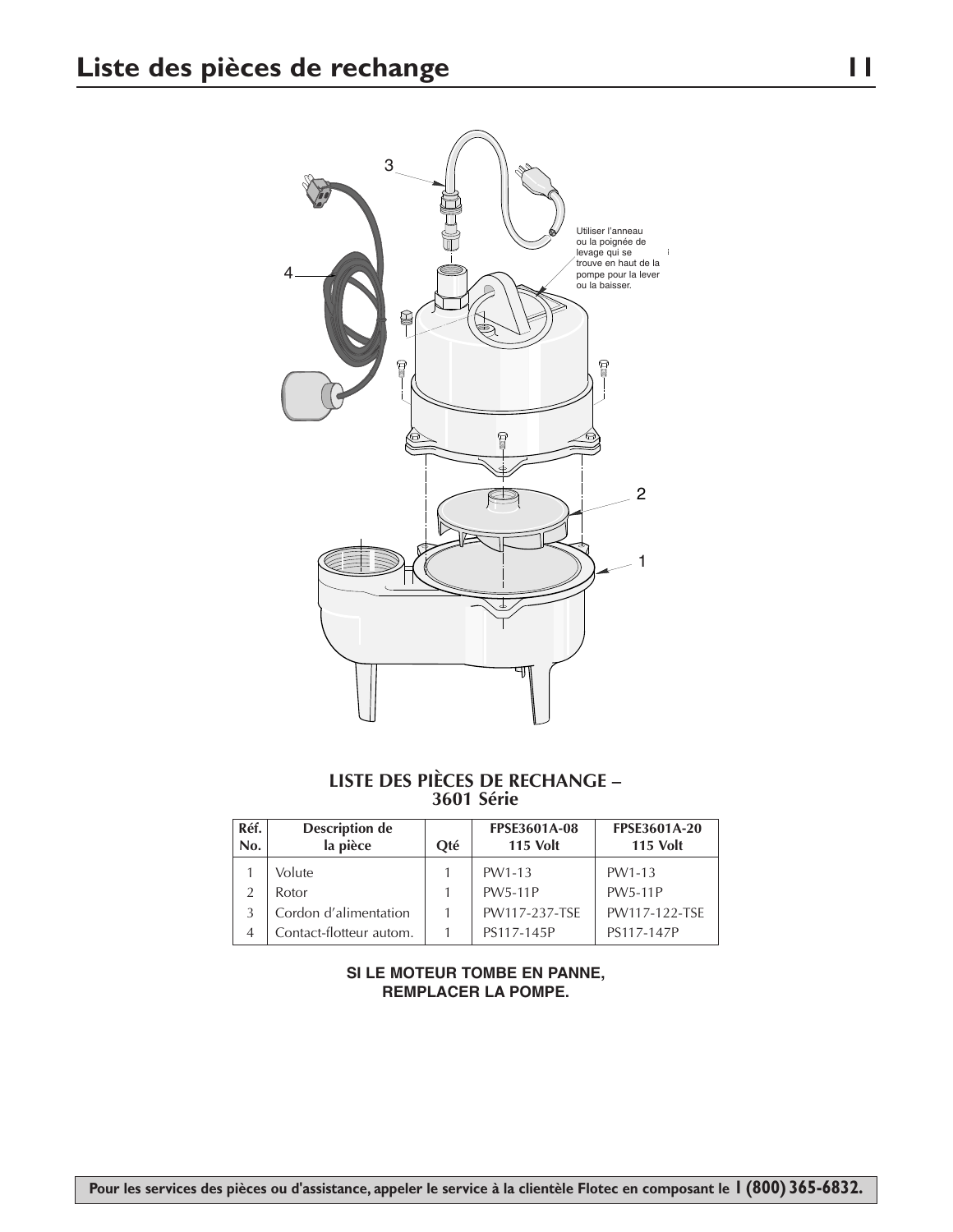# Liste des pièces de rechange

Utiliser l'anneau ou la poignée de levage qui se trouve en haut de la pompe pour la lever ou la baisser.

**LISTE DES PIÈCES DE RECHANGE – 3601 Série**

| Réf. No. | Description de la pièce | Qté | FPSE3601A-08 115 Volt | FPSE3601A-20 115 Volt |
|---|---|---|---|---|
| 1 | Volute | 1 | PW1-13 | PW1-13 |
| 2 | Rotor | 1 | PW5-11P | PW5-11P |
| 3 | Cordon d'alimentation | 1 | PW117-237-TSE | PW117-122-TSE |
| 4 | Contact-flotteur autom. | 1 | PS117-145P | PS117-147P |

**SI LE MOTEUR TOMBE EN PANNE, REMPLACER LA POMPE.**

**Pour les services des pièces ou d'assistance, appeler le service à la clientèle Flotec en composant le 1 (800) 365-6832.**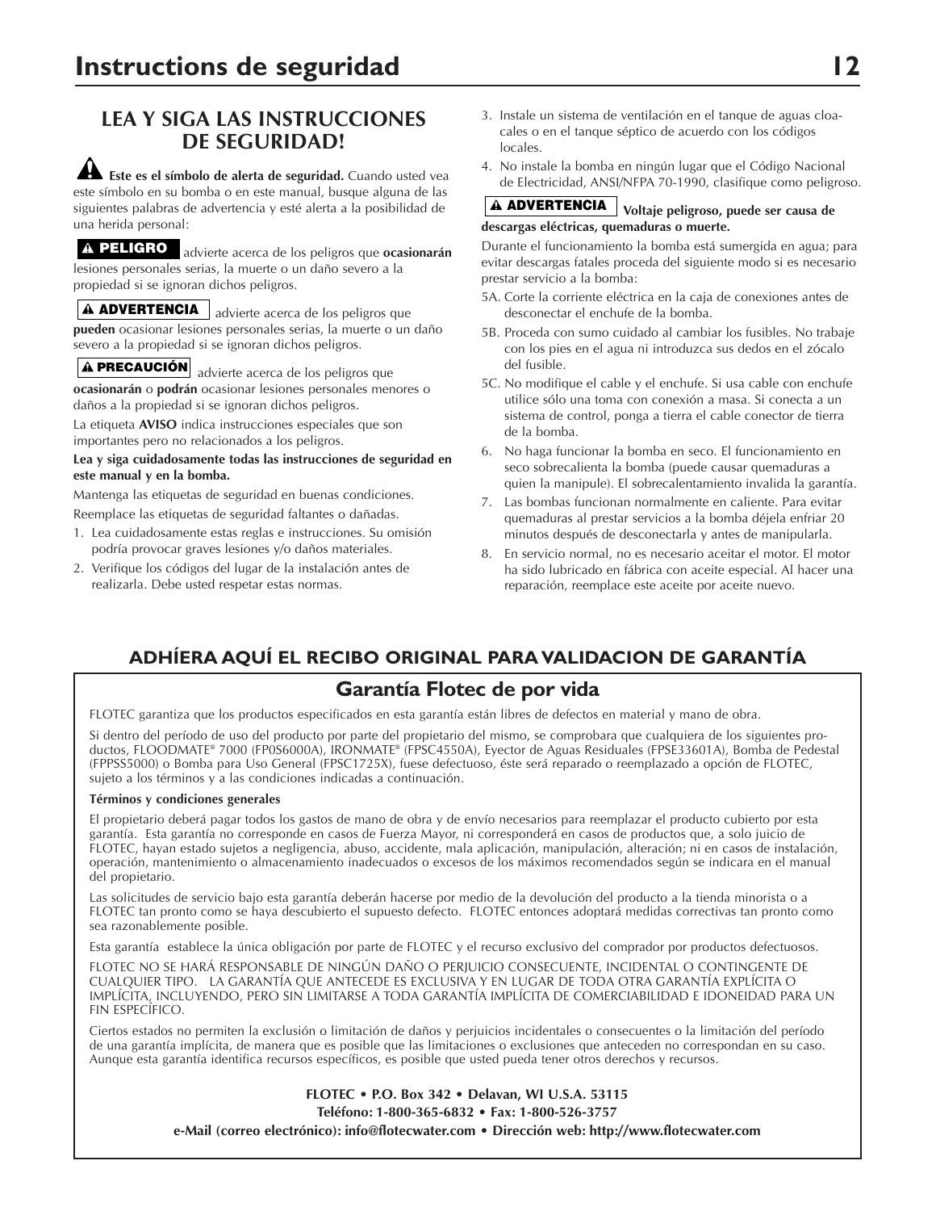# Instructions de seguridad

## LEA Y SIGA LAS INSTRUCCIONES DE SEGURIDAD!

⚠ **Este es el símbolo de alerta de seguridad.** Cuando usted vea este símbolo en su bomba o en este manual, busque alguna de las siguientes palabras de advertencia y esté alerta a la posibilidad de una herida personal:

**⚠ PELIGRO** advierte acerca de los peligros que **ocasionarán** lesiones personales serias, la muerte o un daño severo a la propiedad si se ignoran dichos peligros.

**⚠ ADVERTENCIA** advierte acerca de los peligros que **pueden** ocasionar lesiones personales serias, la muerte o un daño severo a la propiedad si se ignoran dichos peligros.

**⚠ PRECAUCIÓN** advierte acerca de los peligros que **ocasionarán** o **podrán** ocasionar lesiones personales menores o daños a la propiedad si se ignoran dichos peligros.

La etiqueta **AVISO** indica instrucciones especiales que son importantes pero no relacionados a los peligros.

**Lea y siga cuidadosamente todas las instrucciones de seguridad en este manual y en la bomba.**

Mantenga las etiquetas de seguridad en buenas condiciones.

Reemplace las etiquetas de seguridad faltantes o dañadas.

1. Lea cuidadosamente estas reglas e instrucciones. Su omisión podría provocar graves lesiones y/o daños materiales.
2. Verifique los códigos del lugar de la instalación antes de realizarla. Debe usted respetar estas normas.
3. Instale un sistema de ventilación en el tanque de aguas cloacales o en el tanque séptico de acuerdo con los códigos locales.
4. No instale la bomba en ningún lugar que el Código Nacional de Electricidad, ANSI/NFPA 70-1990, clasifique como peligroso.

**⚠ ADVERTENCIA** **Voltaje peligroso, puede ser causa de descargas eléctricas, quemaduras o muerte.**

Durante el funcionamiento la bomba está sumergida en agua; para evitar descargas fatales proceda del siguiente modo si es necesario prestar servicio a la bomba:

5A. Corte la corriente eléctrica en la caja de conexiones antes de desconectar el enchufe de la bomba.

5B. Proceda con sumo cuidado al cambiar los fusibles. No trabaje con los pies en el agua ni introduzca sus dedos en el zócalo del fusible.

5C. No modifique el cable y el enchufe. Si usa cable con enchufe utilice sólo una toma con conexión a masa. Si conecta a un sistema de control, ponga a tierra el cable conector de tierra de la bomba.

6. No haga funcionar la bomba en seco. El funcionamiento en seco sobrecalienta la bomba (puede causar quemaduras a quien la manipule). El sobrecalentamiento invalida la garantía.
7. Las bombas funcionan normalmente en caliente. Para evitar quemaduras al prestar servicios a la bomba déjela enfriar 20 minutos después de desconectarla y antes de manipularla.
8. En servicio normal, no es necesario aceitar el motor. El motor ha sido lubricado en fábrica con aceite especial. Al hacer una reparación, reemplace este aceite por aceite nuevo.

## ADHÍERA AQUÍ EL RECIBO ORIGINAL PARA VALIDACION DE GARANTÍA

## Garantía Flotec de por vida

FLOTEC garantiza que los productos especificados en esta garantía están libres de defectos en material y mano de obra.

Si dentro del período de uso del producto por parte del propietario del mismo, se comprobara que cualquiera de los siguientes productos, FLOODMATE® 7000 (FP0S6000A), IRONMATE® (FPSC4550A), Eyector de Aguas Residuales (FPSE33601A), Bomba de Pedestal (FPPSS5000) o Bomba para Uso General (FPSC1725X), fuese defectuoso, éste será reparado o reemplazado a opción de FLOTEC, sujeto a los términos y a las condiciones indicadas a continuación.

**Términos y condiciones generales**

El propietario deberá pagar todos los gastos de mano de obra y de envío necesarios para reemplazar el producto cubierto por esta garantía. Esta garantía no corresponde en casos de Fuerza Mayor, ni corresponderá en casos de productos que, a solo juicio de FLOTEC, hayan estado sujetos a negligencia, abuso, accidente, mala aplicación, manipulación, alteración; ni en casos de instalación, operación, mantenimiento o almacenamiento inadecuados o excesos de los máximos recomendados según se indicara en el manual del propietario.

Las solicitudes de servicio bajo esta garantía deberán hacerse por medio de la devolución del producto a la tienda minorista o a FLOTEC tan pronto como se haya descubierto el supuesto defecto. FLOTEC entonces adoptará medidas correctivas tan pronto como sea razonablemente posible.

Esta garantía establece la única obligación por parte de FLOTEC y el recurso exclusivo del comprador por productos defectuosos.

FLOTEC NO SE HARÁ RESPONSABLE DE NINGÚN DAÑO O PERJUICIO CONSECUENTE, INCIDENTAL O CONTINGENTE DE CUALQUIER TIPO. LA GARANTÍA QUE ANTECEDE ES EXCLUSIVA Y EN LUGAR DE TODA OTRA GARANTÍA EXPLÍCITA O IMPLÍCITA, INCLUYENDO, PERO SIN LIMITARSE A TODA GARANTÍA IMPLÍCITA DE COMERCIABILIDAD E IDONEIDAD PARA UN FIN ESPECÍFICO.

Ciertos estados no permiten la exclusión o limitación de daños y perjuicios incidentales o consecuentes o la limitación del período de una garantía implícita, de manera que es posible que las limitaciones o exclusiones que anteceden no correspondan en su caso. Aunque esta garantía identifica recursos específicos, es posible que usted pueda tener otros derechos y recursos.

**FLOTEC • P.O. Box 342 • Delavan, WI U.S.A. 53115**

**Teléfono: 1-800-365-6832 • Fax: 1-800-526-3757**

**e-Mail (correo electrónico): info@flotecwater.com • Dirección web: http://www.flotecwater.com**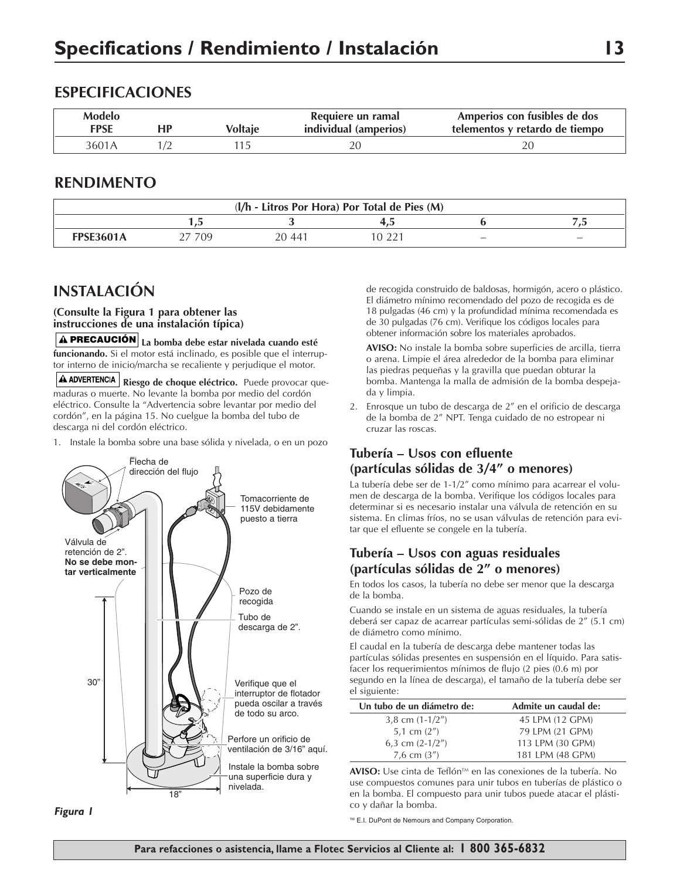## ESPECIFICACIONES

| Modelo FPSE | HP | Voltaje | Requiere un ramal individual (amperios) | Amperios con fusibles de dos telementos y retardo de tiempo |
|---|---|---|---|---|
| 3601A | 1/2 | 115 | 20 | 20 |

## RENDIMENTO

| (l/h - Litros Por Hora) Por Total de Pies (M) | | | | | |
|---|---|---|---|---|---|
| | 1,5 | 3 | 4,5 | 6 | 7,5 |
| FPSE3601A | 27 709 | 20 441 | 10 221 | – | – |

## INSTALACIÓN

**(Consulte la Figura 1 para obtener las instrucciones de una instalación típica)**

**⚠ PRECAUCIÓN La bomba debe estar nivelada cuando esté funcionando.** Si el motor está inclinado, es posible que el interruptor interno de inicio/marcha se recaliente y perjudique el motor.

**⚠ ADVERTENCIA Riesgo de choque eléctrico.** Puede provocar quemaduras o muerte. No levante la bomba por medio del cordón eléctrico. Consulte la "Advertencia sobre levantar por medio del cordón", en la página 15. No cuelgue la bomba del tubo de descarga ni del cordón eléctrico.

1. Instale la bomba sobre una base sólida y nivelada, o en un pozo de recogida construido de baldosas, hormigón, acero o plástico. El diámetro mínimo recomendado del pozo de recogida es de 18 pulgadas (46 cm) y la profundidad mínima recomendada es de 30 pulgadas (76 cm). Verifique los códigos locales para obtener información sobre los materiales aprobados.

   **AVISO:** No instale la bomba sobre superficies de arcilla, tierra o arena. Limpie el área alrededor de la bomba para eliminar las piedras pequeñas y la gravilla que puedan obturar la bomba. Mantenga la malla de admisión de la bomba despejada y limpia.

2. Enrosque un tubo de descarga de 2" en el orificio de descarga de la bomba de 2" NPT. Tenga cuidado de no estropear ni cruzar las roscas.

Flecha de dirección del flujo

Tomacorriente de 115V debidamente puesto a tierra

Válvula de retención de 2". **No se debe montar verticalmente**

Pozo de recogida

Tubo de descarga de 2".

30"

Verifique que el interruptor de flotador pueda oscilar a través de todo su arco.

Perfore un orificio de ventilación de 3/16" aquí.

Instale la bomba sobre una superficie dura y nivelada.

18"

*Figura 1*

### Tubería – Usos con efluente (partículas sólidas de 3/4" o menores)

La tubería debe ser de 1-1/2" como mínimo para acarrear el volumen de descarga de la bomba. Verifique los códigos locales para determinar si es necesario instalar una válvula de retención en su sistema. En climas fríos, no se usan válvulas de retención para evitar que el efluente se congele en la tubería.

### Tubería – Usos con aguas residuales (partículas sólidas de 2" o menores)

En todos los casos, la tubería no debe ser menor que la descarga de la bomba.

Cuando se instale en un sistema de aguas residuales, la tubería deberá ser capaz de acarrear partículas semi-sólidas de 2" (5.1 cm) de diámetro como mínimo.

El caudal en la tubería de descarga debe mantener todas las partículas sólidas presentes en suspensión en el líquido. Para satisfacer los requerimientos mínimos de flujo (2 pies (0.6 m) por segundo en la línea de descarga), el tamaño de la tubería debe ser el siguiente:

| Un tubo de un diámetro de: | Admite un caudal de: |
|---|---|
| 3,8 cm (1-1/2") | 45 LPM (12 GPM) |
| 5,1 cm (2") | 79 LPM (21 GPM) |
| 6,3 cm (2-1/2") | 113 LPM (30 GPM) |
| 7,6 cm (3") | 181 LPM (48 GPM) |

**AVISO:** Use cinta de Teflón™ en las conexiones de la tubería. No use compuestos comunes para unir tubos en tuberías de plástico o en la bomba. El compuesto para unir tubos puede atacar el plástico y dañar la bomba.

™ E.I. DuPont de Nemours and Company Corporation.

**Para refacciones o asistencia, llame a Flotec Servicios al Cliente al: 1 800 365-6832**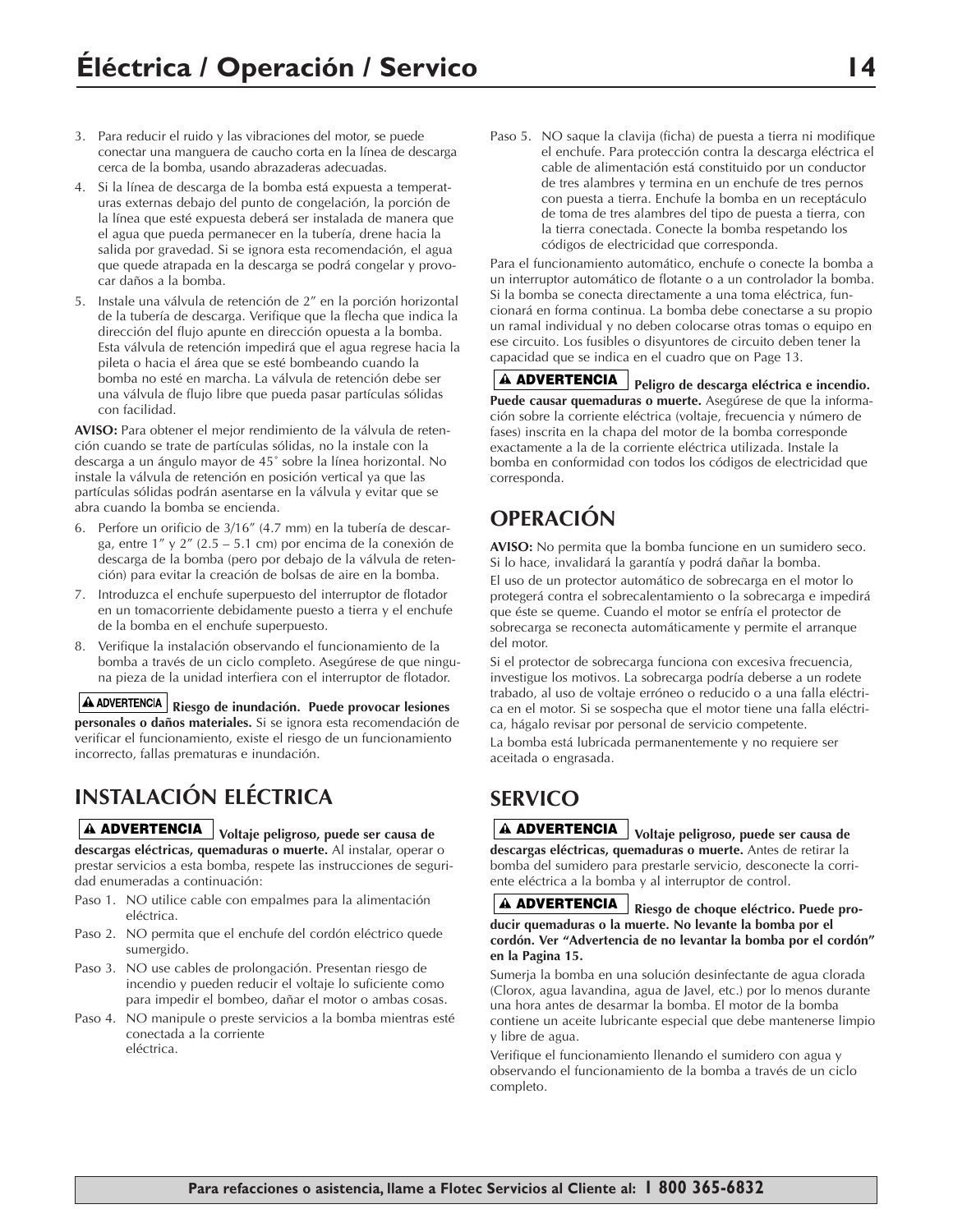3. Para reducir el ruido y las vibraciones del motor, se puede conectar una manguera de caucho corta en la línea de descarga cerca de la bomba, usando abrazaderas adecuadas.
4. Si la línea de descarga de la bomba está expuesta a temperaturas externas debajo del punto de congelación, la porción de la línea que esté expuesta deberá ser instalada de manera que el agua que pueda permanecer en la tubería, drene hacia la salida por gravedad. Si se ignora esta recomendación, el agua que quede atrapada en la descarga se podrá congelar y provocar daños a la bomba.
5. Instale una válvula de retención de 2" en la porción horizontal de la tubería de descarga. Verifique que la flecha que indica la dirección del flujo apunte en dirección opuesta a la bomba. Esta válvula de retención impedirá que el agua regrese hacia la pileta o hacia el área que se esté bombeando cuando la bomba no esté en marcha. La válvula de retención debe ser una válvula de flujo libre que pueda pasar partículas sólidas con facilidad.

**AVISO:** Para obtener el mejor rendimiento de la válvula de retención cuando se trate de partículas sólidas, no la instale con la descarga a un ángulo mayor de 45˚ sobre la línea horizontal. No instale la válvula de retención en posición vertical ya que las partículas sólidas podrán asentarse en la válvula y evitar que se abra cuando la bomba se encienda.

6. Perfore un orificio de 3/16" (4.7 mm) en la tubería de descarga, entre 1" y 2" (2.5 – 5.1 cm) por encima de la conexión de descarga de la bomba (pero por debajo de la válvula de retención) para evitar la creación de bolsas de aire en la bomba.
7. Introduzca el enchufe superpuesto del interruptor de flotador en un tomacorriente debidamente puesto a tierra y el enchufe de la bomba en el enchufe superpuesto.
8. Verifique la instalación observando el funcionamiento de la bomba a través de un ciclo completo. Asegúrese de que ninguna pieza de la unidad interfiera con el interruptor de flotador.

**⚠ ADVERTENCIA Riesgo de inundación. Puede provocar lesiones personales o daños materiales.** Si se ignora esta recomendación de verificar el funcionamiento, existe el riesgo de un funcionamiento incorrecto, fallas prematuras e inundación.

## INSTALACIÓN ELÉCTRICA

**⚠ ADVERTENCIA Voltaje peligroso, puede ser causa de descargas eléctricas, quemaduras o muerte.** Al instalar, operar o prestar servicios a esta bomba, respete las instrucciones de seguridad enumeradas a continuación:

Paso 1. NO utilice cable con empalmes para la alimentación eléctrica.

Paso 2. NO permita que el enchufe del cordón eléctrico quede sumergido.

Paso 3. NO use cables de prolongación. Presentan riesgo de incendio y pueden reducir el voltaje lo suficiente como para impedir el bombeo, dañar el motor o ambas cosas.

Paso 4. NO manipule o preste servicios a la bomba mientras esté conectada a la corriente eléctrica.

Paso 5. NO saque la clavija (ficha) de puesta a tierra ni modifique el enchufe. Para protección contra la descarga eléctrica el cable de alimentación está constituido por un conductor de tres alambres y termina en un enchufe de tres pernos con puesta a tierra. Enchufe la bomba en un receptáculo de toma de tres alambres del tipo de puesta a tierra, con la tierra conectada. Conecte la bomba respetando los códigos de electricidad que corresponda.

Para el funcionamiento automático, enchufe o conecte la bomba a un interruptor automático de flotante o a un controlador la bomba. Si la bomba se conecta directamente a una toma eléctrica, funcionará en forma continua. La bomba debe conectarse a su propio un ramal individual y no deben colocarse otras tomas o equipo en ese circuito. Los fusibles o disyuntores de circuito deben tener la capacidad que se indica en el cuadro que on Page 13.

**⚠ ADVERTENCIA Peligro de descarga eléctrica e incendio. Puede causar quemaduras o muerte.** Asegúrese de que la información sobre la corriente eléctrica (voltaje, frecuencia y número de fases) inscrita en la chapa del motor de la bomba corresponde exactamente a la de la corriente eléctrica utilizada. Instale la bomba en conformidad con todos los códigos de electricidad que corresponda.

## OPERACIÓN

**AVISO:** No permita que la bomba funcione en un sumidero seco. Si lo hace, invalidará la garantía y podrá dañar la bomba.

El uso de un protector automático de sobrecarga en el motor lo protegerá contra el sobrecalentamiento o la sobrecarga e impedirá que éste se queme. Cuando el motor se enfría el protector de sobrecarga se reconecta automáticamente y permite el arranque del motor.

Si el protector de sobrecarga funciona con excesiva frecuencia, investigue los motivos. La sobrecarga podría deberse a un rodete trabado, al uso de voltaje erróneo o reducido o a una falla eléctrica en el motor. Si se sospecha que el motor tiene una falla eléctrica, hágalo revisar por personal de servicio competente.

La bomba está lubricada permanentemente y no requiere ser aceitada o engrasada.

## SERVICO

**⚠ ADVERTENCIA Voltaje peligroso, puede ser causa de descargas eléctricas, quemaduras o muerte.** Antes de retirar la bomba del sumidero para prestarle servicio, desconecte la corriente eléctrica a la bomba y al interruptor de control.

**⚠ ADVERTENCIA Riesgo de choque eléctrico. Puede producir quemaduras o la muerte. No levante la bomba por el cordón. Ver "Advertencia de no levantar la bomba por el cordón" en la Pagina 15.**

Sumerja la bomba en una solución desinfectante de agua clorada (Clorox, agua lavandina, agua de Javel, etc.) por lo menos durante una hora antes de desarmar la bomba. El motor de la bomba contiene un aceite lubricante especial que debe mantenerse limpio y libre de agua.

Verifique el funcionamiento llenando el sumidero con agua y observando el funcionamiento de la bomba a través de un ciclo completo.

**Para refacciones o asistencia, llame a Flotec Servicios al Cliente al: 1 800 365-6832**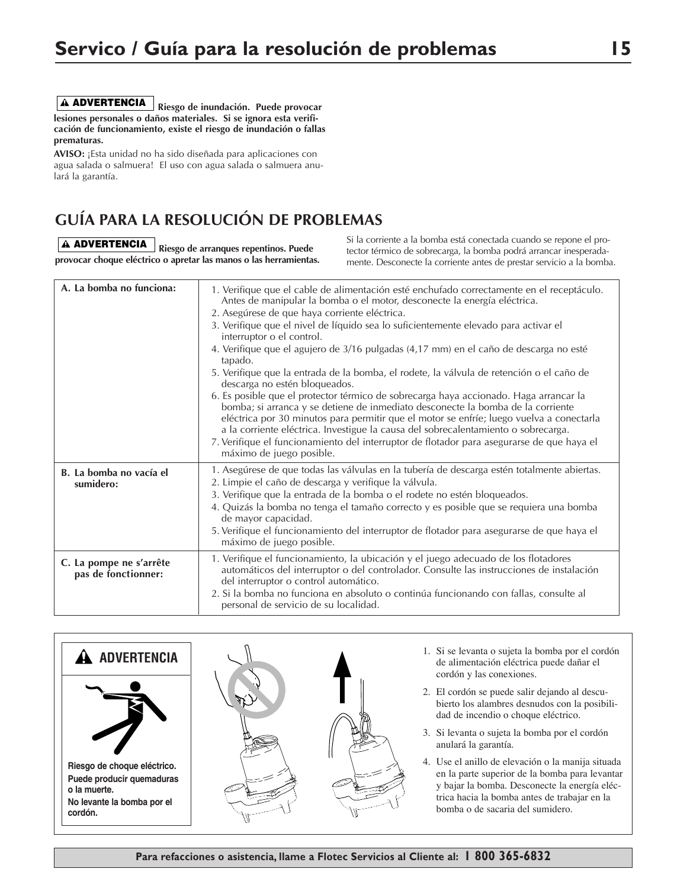# Servico / Guía para la resolución de problemas

**⚠ ADVERTENCIA** **Riesgo de inundación. Puede provocar lesiones personales o daños materiales. Si se ignora esta verificación de funcionamiento, existe el riesgo de inundación o fallas prematuras.**

**AVISO:** ¡Esta unidad no ha sido diseñada para aplicaciones con agua salada o salmuera! El uso con agua salada o salmuera anulará la garantía.

## GUÍA PARA LA RESOLUCIÓN DE PROBLEMAS

**⚠ ADVERTENCIA** **Riesgo de arranques repentinos. Puede provocar choque eléctrico o apretar las manos o las herramientas.** Si la corriente a la bomba está conectada cuando se repone el protector térmico de sobrecarga, la bomba podrá arrancar inesperadamente. Desconecte la corriente antes de prestar servicio a la bomba.

| | |
|---|---|
| **A. La bomba no funciona:** | 1. Verifique que el cable de alimentación esté enchufado correctamente en el receptáculo. Antes de manipular la bomba o el motor, desconecte la energía eléctrica.<br>2. Asegúrese de que haya corriente eléctrica.<br>3. Verifique que el nivel de líquido sea lo suficientemente elevado para activar el interruptor o el control.<br>4. Verifique que el agujero de 3/16 pulgadas (4,17 mm) en el caño de descarga no esté tapado.<br>5. Verifique que la entrada de la bomba, el rodete, la válvula de retención o el caño de descarga no estén bloqueados.<br>6. Es posible que el protector térmico de sobrecarga haya accionado. Haga arrancar la bomba; si arranca y se detiene de inmediato desconecte la bomba de la corriente eléctrica por 30 minutos para permitir que el motor se enfríe; luego vuelva a conectarla a la corriente eléctrica. Investigue la causa del sobrecalentamiento o sobrecarga.<br>7. Verifique el funcionamiento del interruptor de flotador para asegurarse de que haya el máximo de juego posible. |
| **B. La bomba no vacía el sumidero:** | 1. Asegúrese de que todas las válvulas en la tubería de descarga estén totalmente abiertas.<br>2. Limpie el caño de descarga y verifique la válvula.<br>3. Verifique que la entrada de la bomba o el rodete no estén bloqueados.<br>4. Quizás la bomba no tenga el tamaño correcto y es posible que se requiera una bomba de mayor capacidad.<br>5. Verifique el funcionamiento del interruptor de flotador para asegurarse de que haya el máximo de juego posible. |
| **C. La pompe ne s'arrête pas de fonctionner:** | 1. Verifique el funcionamiento, la ubicación y el juego adecuado de los flotadores automáticos del interruptor o del controlador. Consulte las instrucciones de instalación del interruptor o control automático.<br>2. Si la bomba no funciona en absoluto o continúa funcionando con fallas, consulte al personal de servicio de su localidad. |

**⚠ ADVERTENCIA**

**Riesgo de choque eléctrico.**
**Puede producir quemaduras o la muerte.**
**No levante la bomba por el cordón.**

1. Si se levanta o sujeta la bomba por el cordón de alimentación eléctrica puede dañar el cordón y las conexiones.
2. El cordón se puede salir dejando al descubierto los alambres desnudos con la posibilidad de incendio o choque eléctrico.
3. Si levanta o sujeta la bomba por el cordón anulará la garantía.
4. Use el anillo de elevación o la manija situada en la parte superior de la bomba para levantar y bajar la bomba. Desconecte la energía eléctrica hacia la bomba antes de trabajar en la bomba o de sacaria del sumidero.

**Para refacciones o asistencia, llame a Flotec Servicios al Cliente al: 1 800 365-6832**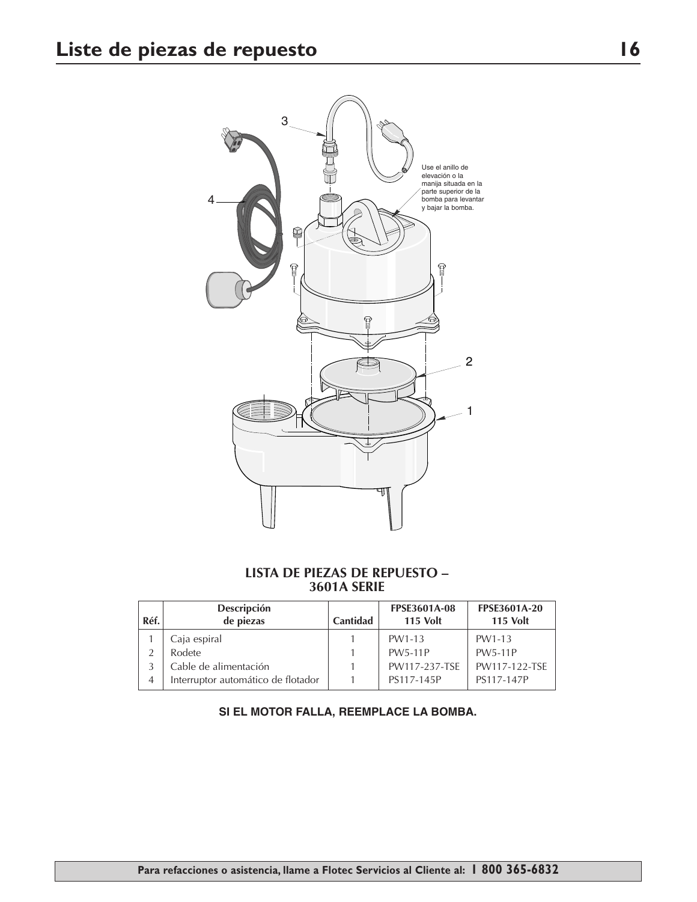# Liste de piezas de repuesto

3

4

Use el anillo de elevación o la manija situada en la parte superior de la bomba para levantar y bajar la bomba.

2

1

**LISTA DE PIEZAS DE REPUESTO – 3601A SERIE**

| Réf. | Descripción de piezas | Cantidad | FPSE3601A-08 115 Volt | FPSE3601A-20 115 Volt |
|---|---|---|---|---|
| 1 | Caja espiral | 1 | PW1-13 | PW1-13 |
| 2 | Rodete | 1 | PW5-11P | PW5-11P |
| 3 | Cable de alimentación | 1 | PW117-237-TSE | PW117-122-TSE |
| 4 | Interruptor automático de flotador | 1 | PS117-145P | PS117-147P |

**SI EL MOTOR FALLA, REEMPLACE LA BOMBA.**

**Para refacciones o asistencia, llame a Flotec Servicios al Cliente al: 1 800 365-6832**